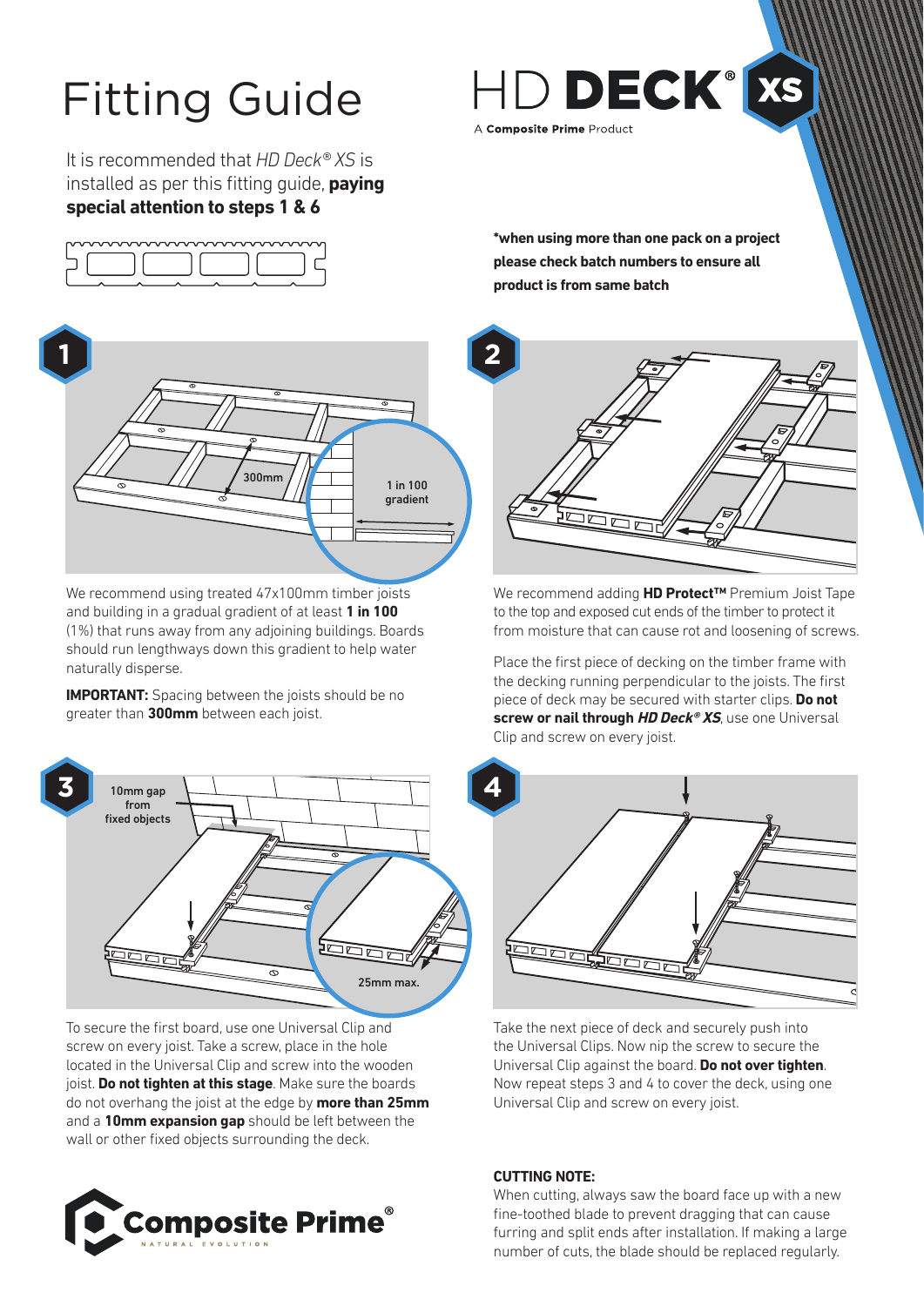# Fitting Guide

# HD DECK® XS

A **Composite Prime** Product

It is recommended that *HD Deck® XS* is installed as per this fitting guide, **paying special attention to steps 1 & 6**

***when using more than one pack on a project please check batch numbers to ensure all product is from same batch**

## 1

300mm

1 in 100 gradient

We recommend using treated 47x100mm timber joists and building in a gradual gradient of at least **1 in 100** (1%) that runs away from any adjoining buildings. Boards should run lengthways down this gradient to help water naturally disperse.

**IMPORTANT:** Spacing between the joists should be no greater than **300mm** between each joist.

## 2

We recommend adding **HD Protect™** Premium Joist Tape to the top and exposed cut ends of the timber to protect it from moisture that can cause rot and loosening of screws.

Place the first piece of decking on the timber frame with the decking running perpendicular to the joists. The first piece of deck may be secured with starter clips. **Do not screw or nail through *HD Deck® XS***, use one Universal Clip and screw on every joist.

## 3

10mm gap from fixed objects

25mm max.

To secure the first board, use one Universal Clip and screw on every joist. Take a screw, place in the hole located in the Universal Clip and screw into the wooden joist. **Do not tighten at this stage**. Make sure the boards do not overhang the joist at the edge by **more than 25mm** and a **10mm expansion gap** should be left between the wall or other fixed objects surrounding the deck.

## 4

Take the next piece of deck and securely push into the Universal Clips. Now nip the screw to secure the Universal Clip against the board. **Do not over tighten**. Now repeat steps 3 and 4 to cover the deck, using one Universal Clip and screw on every joist.

**CUTTING NOTE:**

When cutting, always saw the board face up with a new fine-toothed blade to prevent dragging that can cause furring and split ends after installation. If making a large number of cuts, the blade should be replaced regularly.

**Composite Prime®**
NATURAL EVOLUTION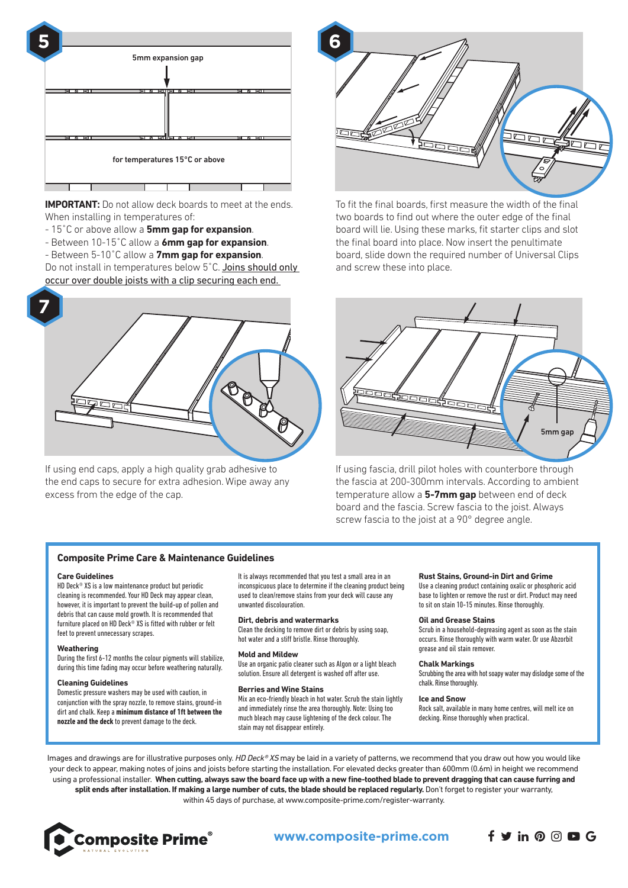**5**

5mm expansion gap

for temperatures 15°C or above

**IMPORTANT:** Do not allow deck boards to meet at the ends. When installing in temperatures of:
- 15˚C or above allow a **5mm gap for expansion**.
- Between 10-15˚C allow a **6mm gap for expansion**.
- Between 5-10˚C allow a **7mm gap for expansion**.

Do not install in temperatures below 5˚C. Joins should only occur over double joists with a clip securing each end.

**6**

To fit the final boards, first measure the width of the final two boards to find out where the outer edge of the final board will lie. Using these marks, fit starter clips and slot the final board into place. Now insert the penultimate board, slide down the required number of Universal Clips and screw these into place.

**7**

If using end caps, apply a high quality grab adhesive to the end caps to secure for extra adhesion. Wipe away any excess from the edge of the cap.

5mm gap

If using fascia, drill pilot holes with counterbore through the fascia at 200-300mm intervals. According to ambient temperature allow a **5-7mm gap** between end of deck board and the fascia. Screw fascia to the joist. Always screw fascia to the joist at a 90° degree angle.

## Composite Prime Care & Maintenance Guidelines

**Care Guidelines**
HD Deck® XS is a low maintenance product but periodic cleaning is recommended. Your HD Deck may appear clean, however, it is important to prevent the build-up of pollen and debris that can cause mold growth. It is recommended that furniture placed on HD Deck® XS is fitted with rubber or felt feet to prevent unnecessary scrapes.

**Weathering**
During the first 6-12 months the colour pigments will stabilize, during this time fading may occur before weathering naturally.

**Cleaning Guidelines**
Domestic pressure washers may be used with caution, in conjunction with the spray nozzle, to remove stains, ground-in dirt and chalk. Keep a **minimum distance of 1ft between the nozzle and the deck** to prevent damage to the deck.

It is always recommended that you test a small area in an inconspicuous place to determine if the cleaning product being used to clean/remove stains from your deck will cause any unwanted discolouration.

**Dirt, debris and watermarks**
Clean the decking to remove dirt or debris by using soap, hot water and a stiff bristle. Rinse thoroughly.

**Mold and Mildew**
Use an organic patio cleaner such as Algon or a light bleach solution. Ensure all detergent is washed off after use.

**Berries and Wine Stains**
Mix an eco-friendly bleach in hot water. Scrub the stain lightly and immediately rinse the area thoroughly. Note: Using too much bleach may cause lightening of the deck colour. The stain may not disappear entirely.

**Rust Stains, Ground-in Dirt and Grime**
Use a cleaning product containing oxalic or phosphoric acid base to lighten or remove the rust or dirt. Product may need to sit on stain 10-15 minutes. Rinse thoroughly.

**Oil and Grease Stains**
Scrub in a household-degreasing agent as soon as the stain occurs. Rinse thoroughly with warm water. Or use Abzorbit grease and oil stain remover.

**Chalk Markings**
Scrubbing the area with hot soapy water may dislodge some of the chalk. Rinse thoroughly.

**Ice and Snow**
Rock salt, available in many home centres, will melt ice on decking. Rinse thoroughly when practical.

Images and drawings are for illustrative purposes only. *HD Deck® XS* may be laid in a variety of patterns, we recommend that you draw out how you would like your deck to appear, making notes of joins and joists before starting the installation. For elevated decks greater than 600mm (0.6m) in height we recommend using a professional installer. **When cutting, always saw the board face up with a new fine-toothed blade to prevent dragging that can cause furring and split ends after installation. If making a large number of cuts, the blade should be replaced regularly.** Don't forget to register your warranty, within 45 days of purchase, at www.composite-prime.com/register-warranty.

Composite Prime® NATURAL EVOLUTION

www.composite-prime.com